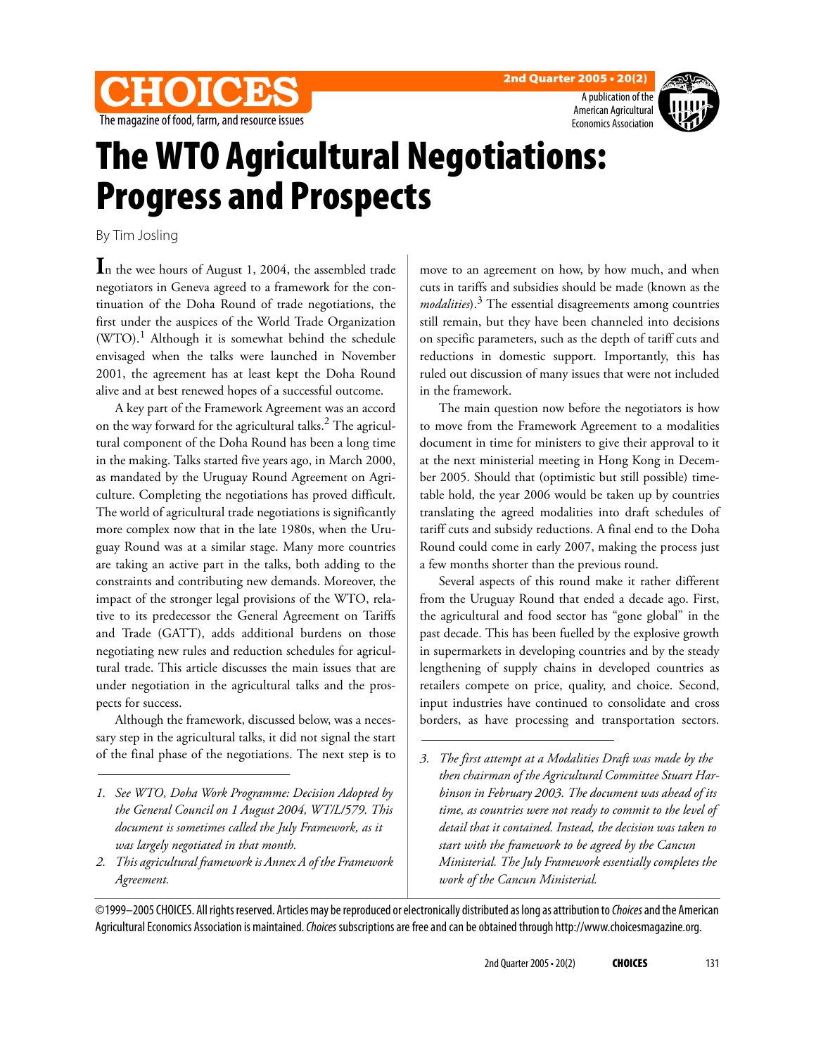# The WTO Agricultural Negotiations: Progress and Prospects

By Tim Josling

In the wee hours of August 1, 2004, the assembled trade negotiators in Geneva agreed to a framework for the continuation of the Doha Round of trade negotiations, the first under the auspices of the World Trade Organization (WTO).[1] Although it is somewhat behind the schedule envisaged when the talks were launched in November 2001, the agreement has at least kept the Doha Round alive and at best renewed hopes of a successful outcome.

A key part of the Framework Agreement was an accord on the way forward for the agricultural talks.[2] The agricultural component of the Doha Round has been a long time in the making. Talks started five years ago, in March 2000, as mandated by the Uruguay Round Agreement on Agriculture. Completing the negotiations has proved difficult. The world of agricultural trade negotiations is significantly more complex now that in the late 1980s, when the Uruguay Round was at a similar stage. Many more countries are taking an active part in the talks, both adding to the constraints and contributing new demands. Moreover, the impact of the stronger legal provisions of the WTO, relative to its predecessor the General Agreement on Tariffs and Trade (GATT), adds additional burdens on those negotiating new rules and reduction schedules for agricultural trade. This article discusses the main issues that are under negotiation in the agricultural talks and the prospects for success.

Although the framework, discussed below, was a necessary step in the agricultural talks, it did not signal the start of the final phase of the negotiations. The next step is to move to an agreement on how, by how much, and when cuts in tariffs and subsidies should be made (known as the *modalities*).[3] The essential disagreements among countries still remain, but they have been channeled into decisions on specific parameters, such as the depth of tariff cuts and reductions in domestic support. Importantly, this has ruled out discussion of many issues that were not included in the framework.

The main question now before the negotiators is how to move from the Framework Agreement to a modalities document in time for ministers to give their approval to it at the next ministerial meeting in Hong Kong in December 2005. Should that (optimistic but still possible) timetable hold, the year 2006 would be taken up by countries translating the agreed modalities into draft schedules of tariff cuts and subsidy reductions. A final end to the Doha Round could come in early 2007, making the process just a few months shorter than the previous round.

Several aspects of this round make it rather different from the Uruguay Round that ended a decade ago. First, the agricultural and food sector has "gone global" in the past decade. This has been fuelled by the explosive growth in supermarkets in developing countries and by the steady lengthening of supply chains in developed countries as retailers compete on price, quality, and choice. Second, input industries have continued to consolidate and cross borders, as have processing and transportation sectors.

1. *See WTO, Doha Work Programme: Decision Adopted by the General Council on 1 August 2004, WT/L/579. This document is sometimes called the July Framework, as it was largely negotiated in that month.*
2. *This agricultural framework is Annex A of the Framework Agreement.*
3. *The first attempt at a Modalities Draft was made by the then chairman of the Agricultural Committee Stuart Harbinson in February 2003. The document was ahead of its time, as countries were not ready to commit to the level of detail that it contained. Instead, the decision was taken to start with the framework to be agreed by the Cancun Ministerial. The July Framework essentially completes the work of the Cancun Ministerial.*

©1999–2005 CHOICES. All rights reserved. Articles may be reproduced or electronically distributed as long as attribution to *Choices* and the American Agricultural Economics Association is maintained. *Choices* subscriptions are free and can be obtained through http://www.choicesmagazine.org.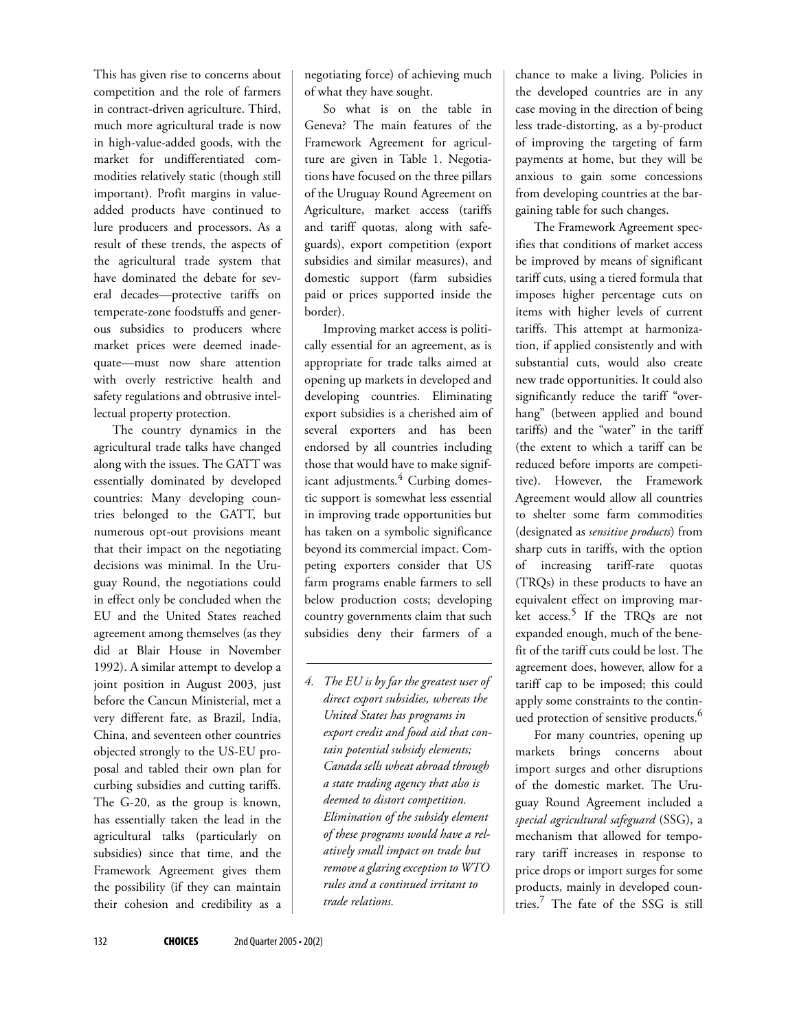This has given rise to concerns about competition and the role of farmers in contract-driven agriculture. Third, much more agricultural trade is now in high-value-added goods, with the market for undifferentiated commodities relatively static (though still important). Profit margins in value-added products have continued to lure producers and processors. As a result of these trends, the aspects of the agricultural trade system that have dominated the debate for several decades—protective tariffs on temperate-zone foodstuffs and generous subsidies to producers where market prices were deemed inadequate—must now share attention with overly restrictive health and safety regulations and obtrusive intellectual property protection.

The country dynamics in the agricultural trade talks have changed along with the issues. The GATT was essentially dominated by developed countries: Many developing countries belonged to the GATT, but numerous opt-out provisions meant that their impact on the negotiating decisions was minimal. In the Uruguay Round, the negotiations could in effect only be concluded when the EU and the United States reached agreement among themselves (as they did at Blair House in November 1992). A similar attempt to develop a joint position in August 2003, just before the Cancun Ministerial, met a very different fate, as Brazil, India, China, and seventeen other countries objected strongly to the US-EU proposal and tabled their own plan for curbing subsidies and cutting tariffs. The G-20, as the group is known, has essentially taken the lead in the agricultural talks (particularly on subsidies) since that time, and the Framework Agreement gives them the possibility (if they can maintain their cohesion and credibility as a negotiating force) of achieving much of what they have sought.

So what is on the table in Geneva? The main features of the Framework Agreement for agriculture are given in Table 1. Negotiations have focused on the three pillars of the Uruguay Round Agreement on Agriculture, market access (tariffs and tariff quotas, along with safeguards), export competition (export subsidies and similar measures), and domestic support (farm subsidies paid or prices supported inside the border).

Improving market access is politically essential for an agreement, as is appropriate for trade talks aimed at opening up markets in developed and developing countries. Eliminating export subsidies is a cherished aim of several exporters and has been endorsed by all countries including those that would have to make significant adjustments.[4] Curbing domestic support is somewhat less essential in improving trade opportunities but has taken on a symbolic significance beyond its commercial impact. Competing exporters consider that US farm programs enable farmers to sell below production costs; developing country governments claim that such subsidies deny their farmers of a chance to make a living. Policies in the developed countries are in any case moving in the direction of being less trade-distorting, as a by-product of improving the targeting of farm payments at home, but they will be anxious to gain some concessions from developing countries at the bargaining table for such changes.

The Framework Agreement specifies that conditions of market access be improved by means of significant tariff cuts, using a tiered formula that imposes higher percentage cuts on items with higher levels of current tariffs. This attempt at harmonization, if applied consistently and with substantial cuts, would also create new trade opportunities. It could also significantly reduce the tariff "overhang" (between applied and bound tariffs) and the "water" in the tariff (the extent to which a tariff can be reduced before imports are competitive). However, the Framework Agreement would allow all countries to shelter some farm commodities (designated as *sensitive products*) from sharp cuts in tariffs, with the option of increasing tariff-rate quotas (TRQs) in these products to have an equivalent effect on improving market access.[5] If the TRQs are not expanded enough, much of the benefit of the tariff cuts could be lost. The agreement does, however, allow for a tariff cap to be imposed; this could apply some constraints to the continued protection of sensitive products.[6]

For many countries, opening up markets brings concerns about import surges and other disruptions of the domestic market. The Uruguay Round Agreement included a *special agricultural safeguard* (SSG), a mechanism that allowed for temporary tariff increases in response to price drops or import surges for some products, mainly in developed countries.[7] The fate of the SSG is still

*4. The EU is by far the greatest user of direct export subsidies, whereas the United States has programs in export credit and food aid that contain potential subsidy elements; Canada sells wheat abroad through a state trading agency that also is deemed to distort competition. Elimination of the subsidy element of these programs would have a relatively small impact on trade but remove a glaring exception to WTO rules and a continued irritant to trade relations.*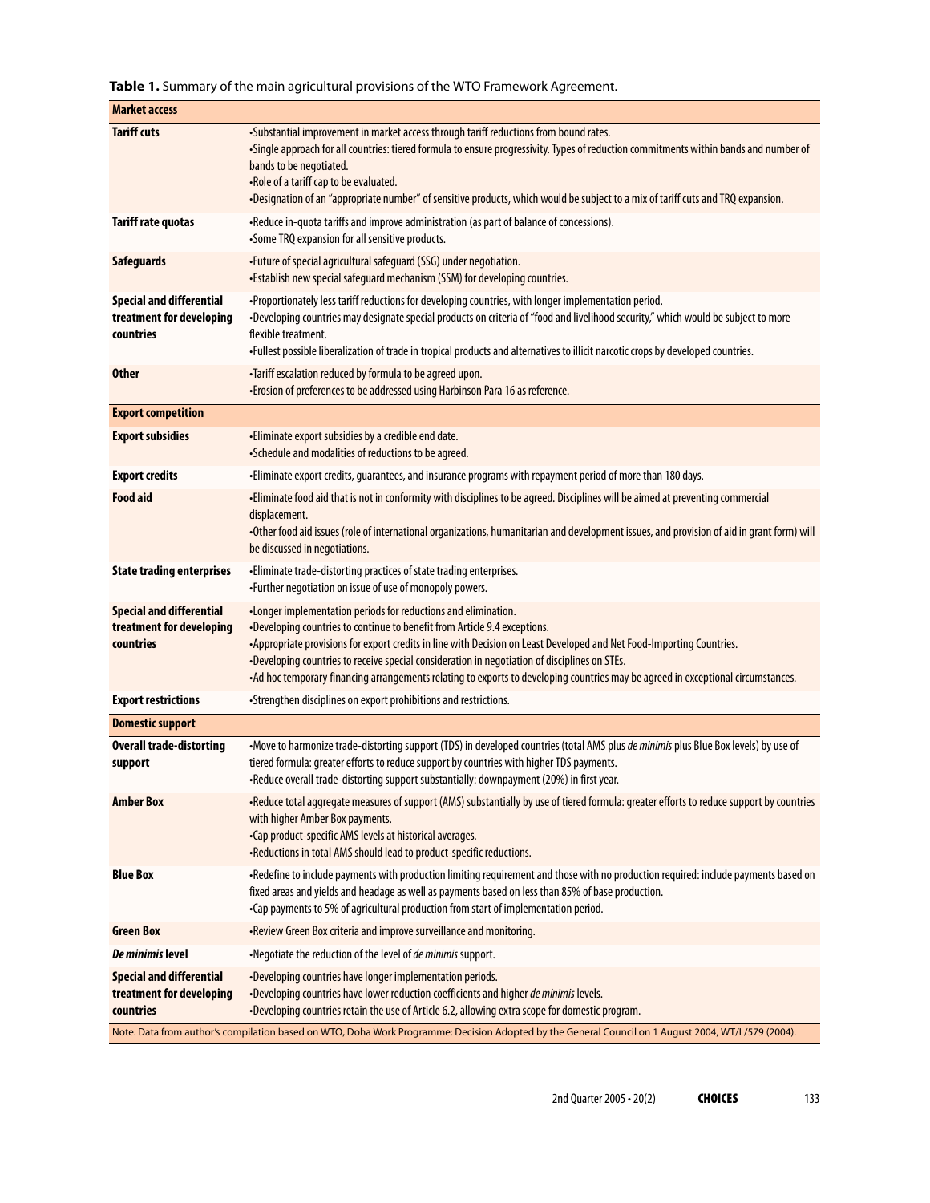**Table 1.** Summary of the main agricultural provisions of the WTO Framework Agreement.

| | |
|---|---|
| **Market access** | |
| **Tariff cuts** | •Substantial improvement in market access through tariff reductions from bound rates.<br>•Single approach for all countries: tiered formula to ensure progressivity. Types of reduction commitments within bands and number of bands to be negotiated.<br>•Role of a tariff cap to be evaluated.<br>•Designation of an "appropriate number" of sensitive products, which would be subject to a mix of tariff cuts and TRQ expansion. |
| **Tariff rate quotas** | •Reduce in-quota tariffs and improve administration (as part of balance of concessions).<br>•Some TRQ expansion for all sensitive products. |
| **Safeguards** | •Future of special agricultural safeguard (SSG) under negotiation.<br>•Establish new special safeguard mechanism (SSM) for developing countries. |
| **Special and differential treatment for developing countries** | •Proportionately less tariff reductions for developing countries, with longer implementation period.<br>•Developing countries may designate special products on criteria of "food and livelihood security," which would be subject to more flexible treatment.<br>•Fullest possible liberalization of trade in tropical products and alternatives to illicit narcotic crops by developed countries. |
| **Other** | •Tariff escalation reduced by formula to be agreed upon.<br>•Erosion of preferences to be addressed using Harbinson Para 16 as reference. |
| **Export competition** | |
| **Export subsidies** | •Eliminate export subsidies by a credible end date.<br>•Schedule and modalities of reductions to be agreed. |
| **Export credits** | •Eliminate export credits, guarantees, and insurance programs with repayment period of more than 180 days. |
| **Food aid** | •Eliminate food aid that is not in conformity with disciplines to be agreed. Disciplines will be aimed at preventing commercial displacement.<br>•Other food aid issues (role of international organizations, humanitarian and development issues, and provision of aid in grant form) will be discussed in negotiations. |
| **State trading enterprises** | •Eliminate trade-distorting practices of state trading enterprises.<br>•Further negotiation on issue of use of monopoly powers. |
| **Special and differential treatment for developing countries** | •Longer implementation periods for reductions and elimination.<br>•Developing countries to continue to benefit from Article 9.4 exceptions.<br>•Appropriate provisions for export credits in line with Decision on Least Developed and Net Food-Importing Countries.<br>•Developing countries to receive special consideration in negotiation of disciplines on STEs.<br>•Ad hoc temporary financing arrangements relating to exports to developing countries may be agreed in exceptional circumstances. |
| **Export restrictions** | •Strengthen disciplines on export prohibitions and restrictions. |
| **Domestic support** | |
| **Overall trade-distorting support** | •Move to harmonize trade-distorting support (TDS) in developed countries (total AMS plus *de minimis* plus Blue Box levels) by use of tiered formula: greater efforts to reduce support by countries with higher TDS payments.<br>•Reduce overall trade-distorting support substantially: downpayment (20%) in first year. |
| **Amber Box** | •Reduce total aggregate measures of support (AMS) substantially by use of tiered formula: greater efforts to reduce support by countries with higher Amber Box payments.<br>•Cap product-specific AMS levels at historical averages.<br>•Reductions in total AMS should lead to product-specific reductions. |
| **Blue Box** | •Redefine to include payments with production limiting requirement and those with no production required: include payments based on fixed areas and yields and headage as well as payments based on less than 85% of base production.<br>•Cap payments to 5% of agricultural production from start of implementation period. |
| **Green Box** | •Review Green Box criteria and improve surveillance and monitoring. |
| ***De minimis* level** | •Negotiate the reduction of the level of *de minimis* support. |
| **Special and differential treatment for developing countries** | •Developing countries have longer implementation periods.<br>•Developing countries have lower reduction coefficients and higher *de minimis* levels.<br>•Developing countries retain the use of Article 6.2, allowing extra scope for domestic program. |

Note. Data from author's compilation based on WTO, Doha Work Programme: Decision Adopted by the General Council on 1 August 2004, WT/L/579 (2004).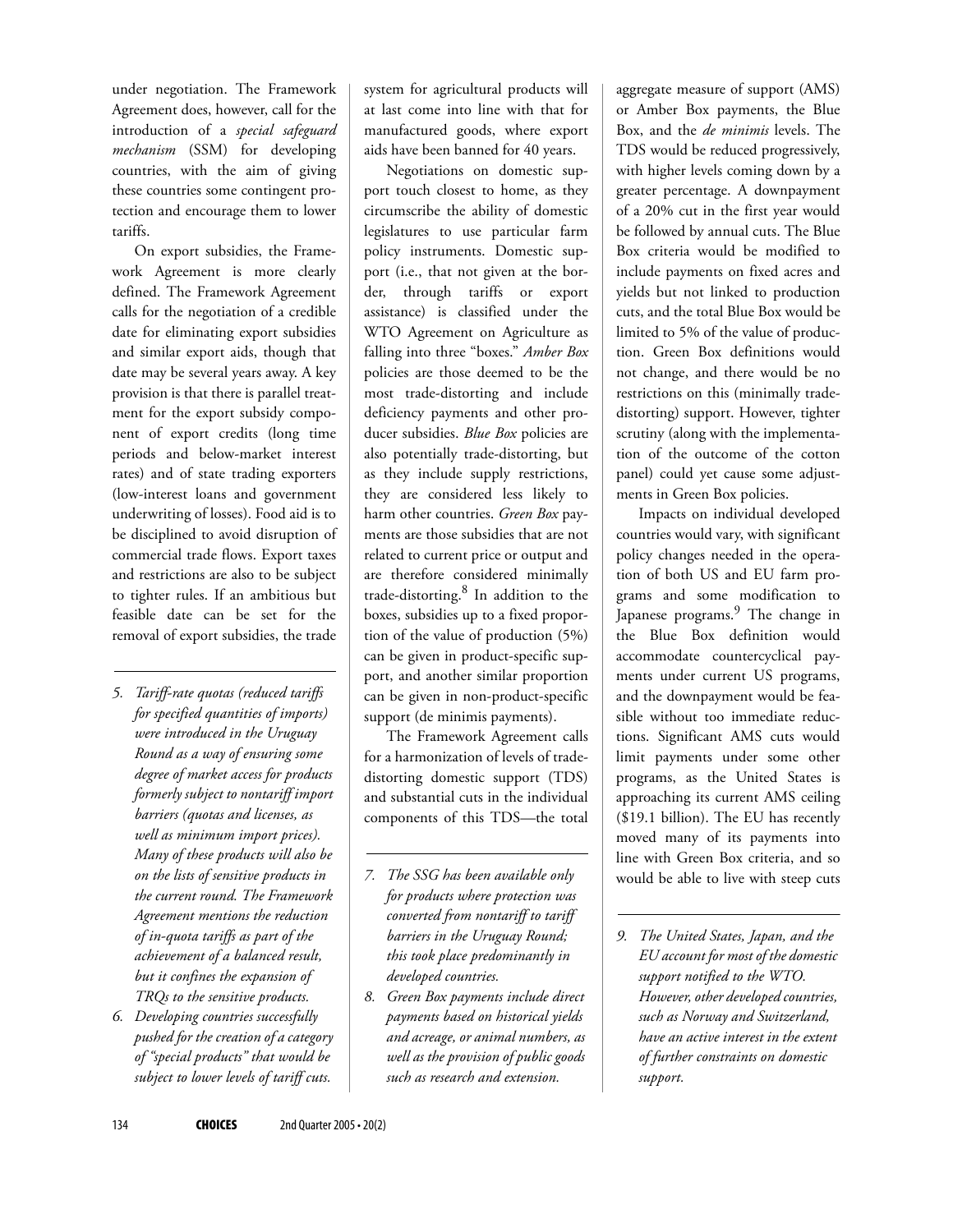under negotiation. The Framework Agreement does, however, call for the introduction of a *special safeguard mechanism* (SSM) for developing countries, with the aim of giving these countries some contingent protection and encourage them to lower tariffs.

On export subsidies, the Framework Agreement is more clearly defined. The Framework Agreement calls for the negotiation of a credible date for eliminating export subsidies and similar export aids, though that date may be several years away. A key provision is that there is parallel treatment for the export subsidy component of export credits (long time periods and below-market interest rates) and of state trading exporters (low-interest loans and government underwriting of losses). Food aid is to be disciplined to avoid disruption of commercial trade flows. Export taxes and restrictions are also to be subject to tighter rules. If an ambitious but feasible date can be set for the removal of export subsidies, the trade system for agricultural products will at last come into line with that for manufactured goods, where export aids have been banned for 40 years.

Negotiations on domestic support touch closest to home, as they circumscribe the ability of domestic legislatures to use particular farm policy instruments. Domestic support (i.e., that not given at the border, through tariffs or export assistance) is classified under the WTO Agreement on Agriculture as falling into three "boxes." *Amber Box* policies are those deemed to be the most trade-distorting and include deficiency payments and other producer subsidies. *Blue Box* policies are also potentially trade-distorting, but as they include supply restrictions, they are considered less likely to harm other countries. *Green Box* payments are those subsidies that are not related to current price or output and are therefore considered minimally trade-distorting.[8] In addition to the boxes, subsidies up to a fixed proportion of the value of production (5%) can be given in product-specific support, and another similar proportion can be given in non-product-specific support (de minimis payments).

The Framework Agreement calls for a harmonization of levels of trade-distorting domestic support (TDS) and substantial cuts in the individual components of this TDS—the total aggregate measure of support (AMS) or Amber Box payments, the Blue Box, and the *de minimis* levels. The TDS would be reduced progressively, with higher levels coming down by a greater percentage. A downpayment of a 20% cut in the first year would be followed by annual cuts. The Blue Box criteria would be modified to include payments on fixed acres and yields but not linked to production cuts, and the total Blue Box would be limited to 5% of the value of production. Green Box definitions would not change, and there would be no restrictions on this (minimally trade-distorting) support. However, tighter scrutiny (along with the implementation of the outcome of the cotton panel) could yet cause some adjustments in Green Box policies.

Impacts on individual developed countries would vary, with significant policy changes needed in the operation of both US and EU farm programs and some modification to Japanese programs.[9] The change in the Blue Box definition would accommodate countercyclical payments under current US programs, and the downpayment would be feasible without too immediate reductions. Significant AMS cuts would limit payments under some other programs, as the United States is approaching its current AMS ceiling ($19.1 billion). The EU has recently moved many of its payments into line with Green Box criteria, and so would be able to live with steep cuts

---

*5. Tariff-rate quotas (reduced tariffs for specified quantities of imports) were introduced in the Uruguay Round as a way of ensuring some degree of market access for products formerly subject to nontariff import barriers (quotas and licenses, as well as minimum import prices). Many of these products will also be on the lists of sensitive products in the current round. The Framework Agreement mentions the reduction of in-quota tariffs as part of the achievement of a balanced result, but it confines the expansion of TRQs to the sensitive products.*

*6. Developing countries successfully pushed for the creation of a category of "special products" that would be subject to lower levels of tariff cuts.*

*7. The SSG has been available only for products where protection was converted from nontariff to tariff barriers in the Uruguay Round; this took place predominantly in developed countries.*

*8. Green Box payments include direct payments based on historical yields and acreage, or animal numbers, as well as the provision of public goods such as research and extension.*

*9. The United States, Japan, and the EU account for most of the domestic support notified to the WTO. However, other developed countries, such as Norway and Switzerland, have an active interest in the extent of further constraints on domestic support.*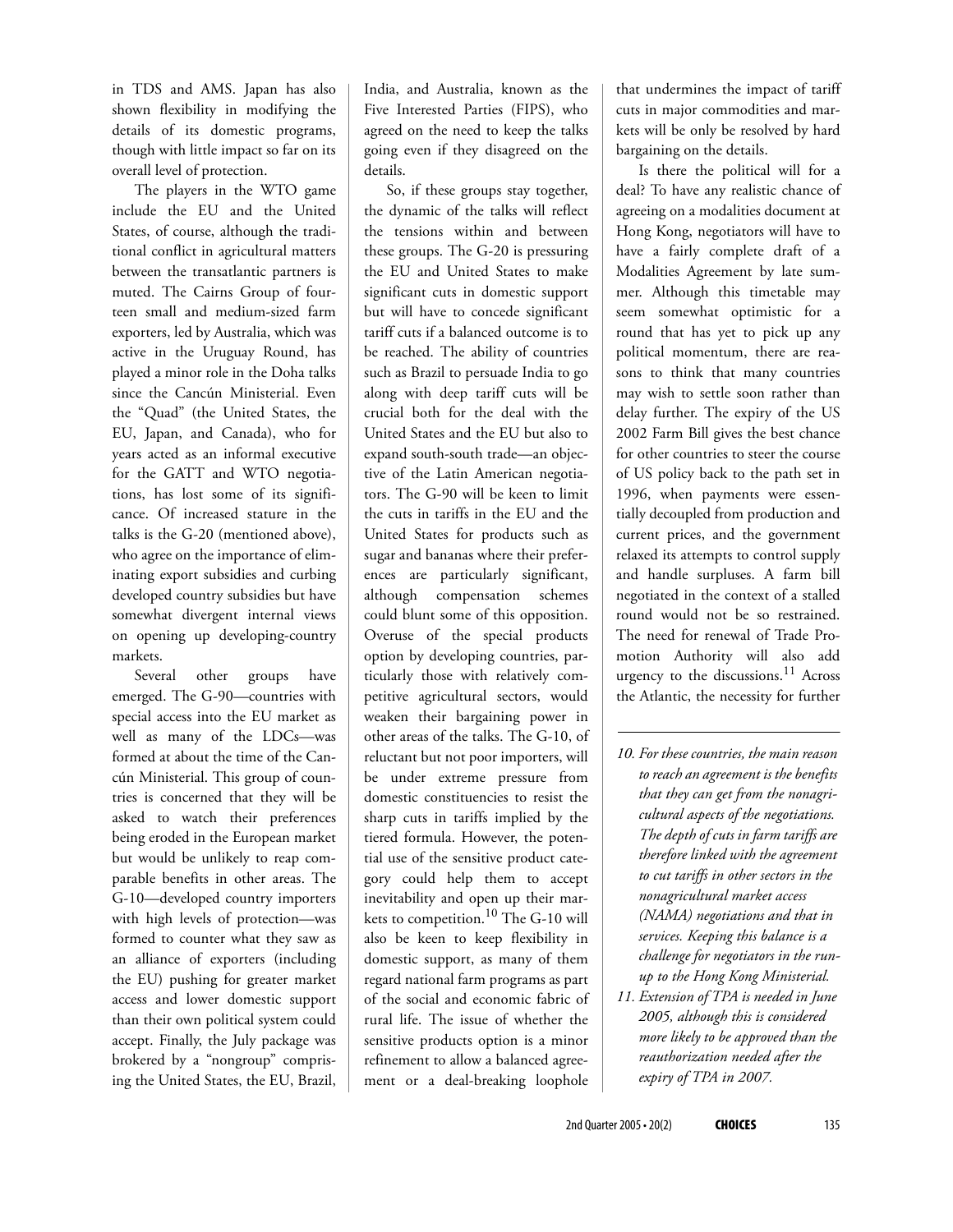in TDS and AMS. Japan has also shown flexibility in modifying the details of its domestic programs, though with little impact so far on its overall level of protection.

The players in the WTO game include the EU and the United States, of course, although the traditional conflict in agricultural matters between the transatlantic partners is muted. The Cairns Group of fourteen small and medium-sized farm exporters, led by Australia, which was active in the Uruguay Round, has played a minor role in the Doha talks since the Cancún Ministerial. Even the "Quad" (the United States, the EU, Japan, and Canada), who for years acted as an informal executive for the GATT and WTO negotiations, has lost some of its significance. Of increased stature in the talks is the G-20 (mentioned above), who agree on the importance of eliminating export subsidies and curbing developed country subsidies but have somewhat divergent internal views on opening up developing-country markets.

Several other groups have emerged. The G-90—countries with special access into the EU market as well as many of the LDCs—was formed at about the time of the Cancún Ministerial. This group of countries is concerned that they will be asked to watch their preferences being eroded in the European market but would be unlikely to reap comparable benefits in other areas. The G-10—developed country importers with high levels of protection—was formed to counter what they saw as an alliance of exporters (including the EU) pushing for greater market access and lower domestic support than their own political system could accept. Finally, the July package was brokered by a "nongroup" comprising the United States, the EU, Brazil, India, and Australia, known as the Five Interested Parties (FIPS), who agreed on the need to keep the talks going even if they disagreed on the details.

So, if these groups stay together, the dynamic of the talks will reflect the tensions within and between these groups. The G-20 is pressuring the EU and United States to make significant cuts in domestic support but will have to concede significant tariff cuts if a balanced outcome is to be reached. The ability of countries such as Brazil to persuade India to go along with deep tariff cuts will be crucial both for the deal with the United States and the EU but also to expand south-south trade—an objective of the Latin American negotiators. The G-90 will be keen to limit the cuts in tariffs in the EU and the United States for products such as sugar and bananas where their preferences are particularly significant, although compensation schemes could blunt some of this opposition. Overuse of the special products option by developing countries, particularly those with relatively competitive agricultural sectors, would weaken their bargaining power in other areas of the talks. The G-10, of reluctant but not poor importers, will be under extreme pressure from domestic constituencies to resist the sharp cuts in tariffs implied by the tiered formula. However, the potential use of the sensitive product category could help them to accept inevitability and open up their markets to competition.[10] The G-10 will also be keen to keep flexibility in domestic support, as many of them regard national farm programs as part of the social and economic fabric of rural life. The issue of whether the sensitive products option is a minor refinement to allow a balanced agreement or a deal-breaking loophole that undermines the impact of tariff cuts in major commodities and markets will be only be resolved by hard bargaining on the details.

Is there the political will for a deal? To have any realistic chance of agreeing on a modalities document at Hong Kong, negotiators will have to have a fairly complete draft of a Modalities Agreement by late summer. Although this timetable may seem somewhat optimistic for a round that has yet to pick up any political momentum, there are reasons to think that many countries may wish to settle soon rather than delay further. The expiry of the US 2002 Farm Bill gives the best chance for other countries to steer the course of US policy back to the path set in 1996, when payments were essentially decoupled from production and current prices, and the government relaxed its attempts to control supply and handle surpluses. A farm bill negotiated in the context of a stalled round would not be so restrained. The need for renewal of Trade Promotion Authority will also add urgency to the discussions.[11] Across the Atlantic, the necessity for further

---

*10. For these countries, the main reason to reach an agreement is the benefits that they can get from the nonagricultural aspects of the negotiations. The depth of cuts in farm tariffs are therefore linked with the agreement to cut tariffs in other sectors in the nonagricultural market access (NAMA) negotiations and that in services. Keeping this balance is a challenge for negotiators in the run-up to the Hong Kong Ministerial.*

*11. Extension of TPA is needed in June 2005, although this is considered more likely to be approved than the reauthorization needed after the expiry of TPA in 2007.*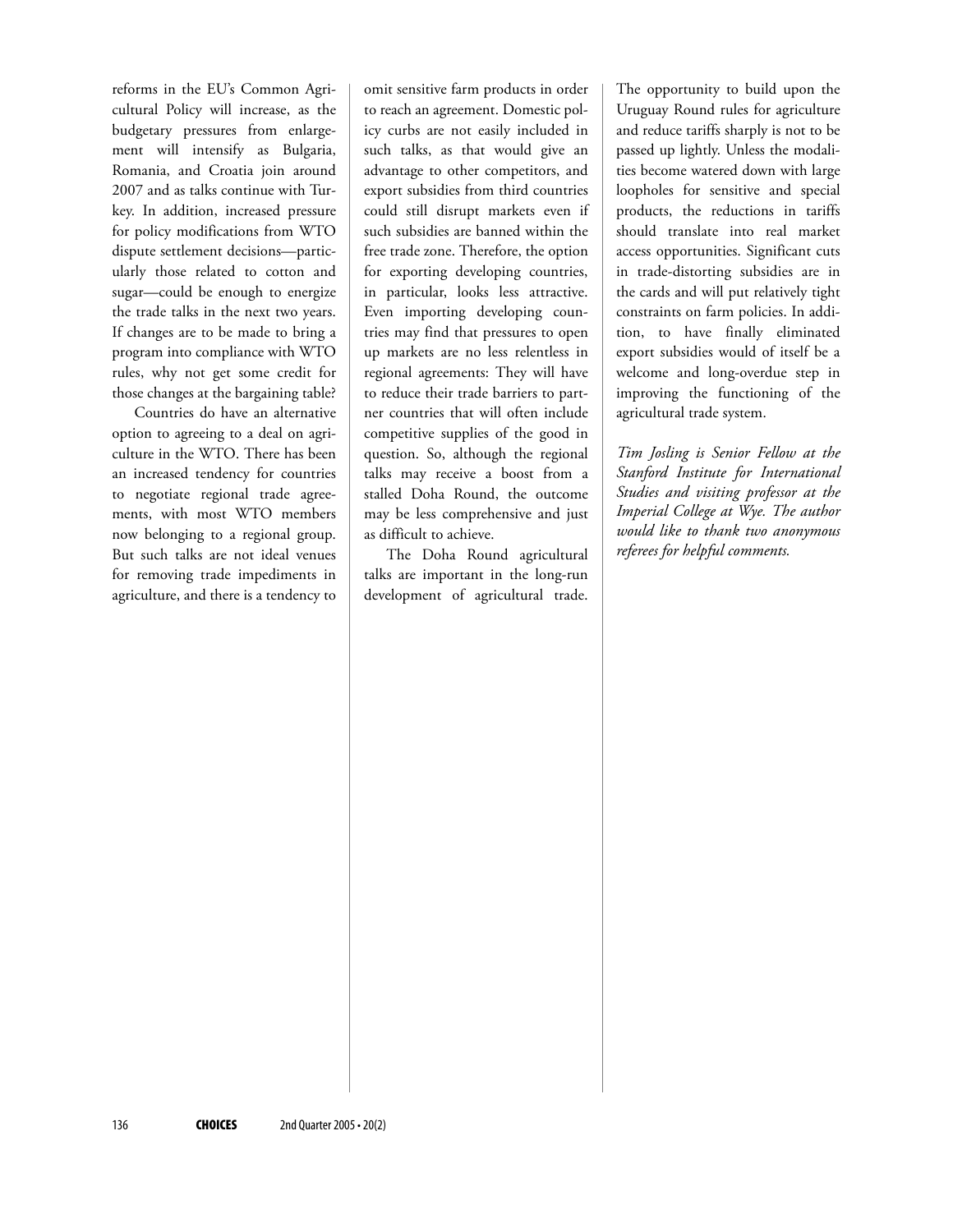reforms in the EU's Common Agricultural Policy will increase, as the budgetary pressures from enlargement will intensify as Bulgaria, Romania, and Croatia join around 2007 and as talks continue with Turkey. In addition, increased pressure for policy modifications from WTO dispute settlement decisions—particularly those related to cotton and sugar—could be enough to energize the trade talks in the next two years. If changes are to be made to bring a program into compliance with WTO rules, why not get some credit for those changes at the bargaining table?

Countries do have an alternative option to agreeing to a deal on agriculture in the WTO. There has been an increased tendency for countries to negotiate regional trade agreements, with most WTO members now belonging to a regional group. But such talks are not ideal venues for removing trade impediments in agriculture, and there is a tendency to omit sensitive farm products in order to reach an agreement. Domestic policy curbs are not easily included in such talks, as that would give an advantage to other competitors, and export subsidies from third countries could still disrupt markets even if such subsidies are banned within the free trade zone. Therefore, the option for exporting developing countries, in particular, looks less attractive. Even importing developing countries may find that pressures to open up markets are no less relentless in regional agreements: They will have to reduce their trade barriers to partner countries that will often include competitive supplies of the good in question. So, although the regional talks may receive a boost from a stalled Doha Round, the outcome may be less comprehensive and just as difficult to achieve.

The Doha Round agricultural talks are important in the long-run development of agricultural trade. The opportunity to build upon the Uruguay Round rules for agriculture and reduce tariffs sharply is not to be passed up lightly. Unless the modalities become watered down with large loopholes for sensitive and special products, the reductions in tariffs should translate into real market access opportunities. Significant cuts in trade-distorting subsidies are in the cards and will put relatively tight constraints on farm policies. In addition, to have finally eliminated export subsidies would of itself be a welcome and long-overdue step in improving the functioning of the agricultural trade system.

*Tim Josling is Senior Fellow at the Stanford Institute for International Studies and visiting professor at the Imperial College at Wye. The author would like to thank two anonymous referees for helpful comments.*